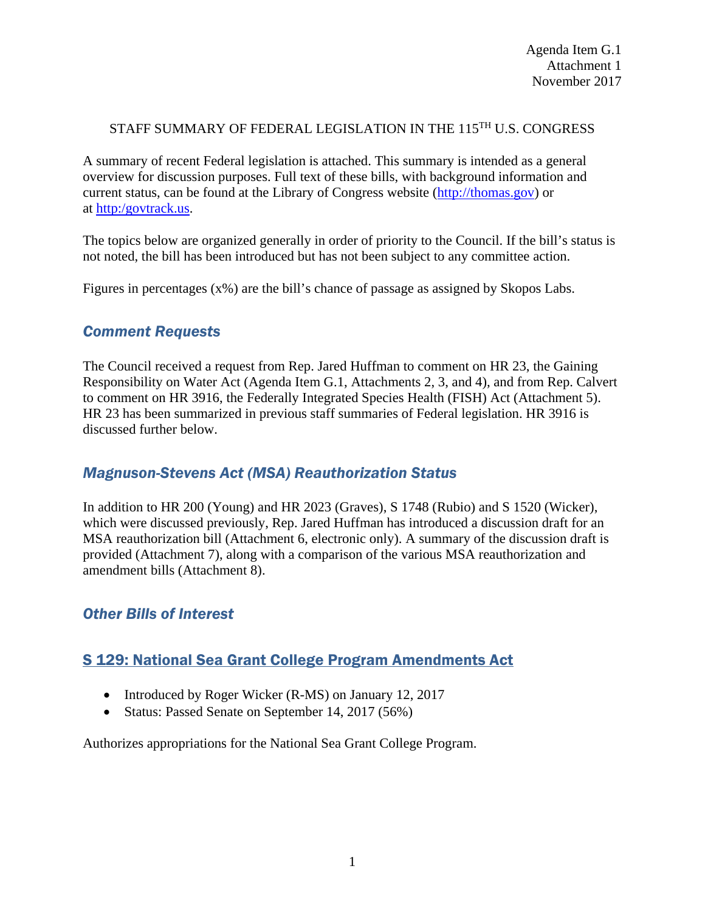Agenda Item G.1
Attachment 1
November 2017

STAFF SUMMARY OF FEDERAL LEGISLATION IN THE 115TH U.S. CONGRESS

A summary of recent Federal legislation is attached. This summary is intended as a general overview for discussion purposes. Full text of these bills, with background information and current status, can be found at the Library of Congress website (http://thomas.gov) or at http:/govtrack.us.

The topics below are organized generally in order of priority to the Council. If the bill's status is not noted, the bill has been introduced but has not been subject to any committee action.

Figures in percentages (x%) are the bill's chance of passage as assigned by Skopos Labs.

## *Comment Requests*

The Council received a request from Rep. Jared Huffman to comment on HR 23, the Gaining Responsibility on Water Act (Agenda Item G.1, Attachments 2, 3, and 4), and from Rep. Calvert to comment on HR 3916, the Federally Integrated Species Health (FISH) Act (Attachment 5). HR 23 has been summarized in previous staff summaries of Federal legislation. HR 3916 is discussed further below.

## *Magnuson-Stevens Act (MSA) Reauthorization Status*

In addition to HR 200 (Young) and HR 2023 (Graves), S 1748 (Rubio) and S 1520 (Wicker), which were discussed previously, Rep. Jared Huffman has introduced a discussion draft for an MSA reauthorization bill (Attachment 6, electronic only). A summary of the discussion draft is provided (Attachment 7), along with a comparison of the various MSA reauthorization and amendment bills (Attachment 8).

## *Other Bills of Interest*

### S 129: National Sea Grant College Program Amendments Act

- Introduced by Roger Wicker (R-MS) on January 12, 2017
- Status: Passed Senate on September 14, 2017 (56%)

Authorizes appropriations for the National Sea Grant College Program.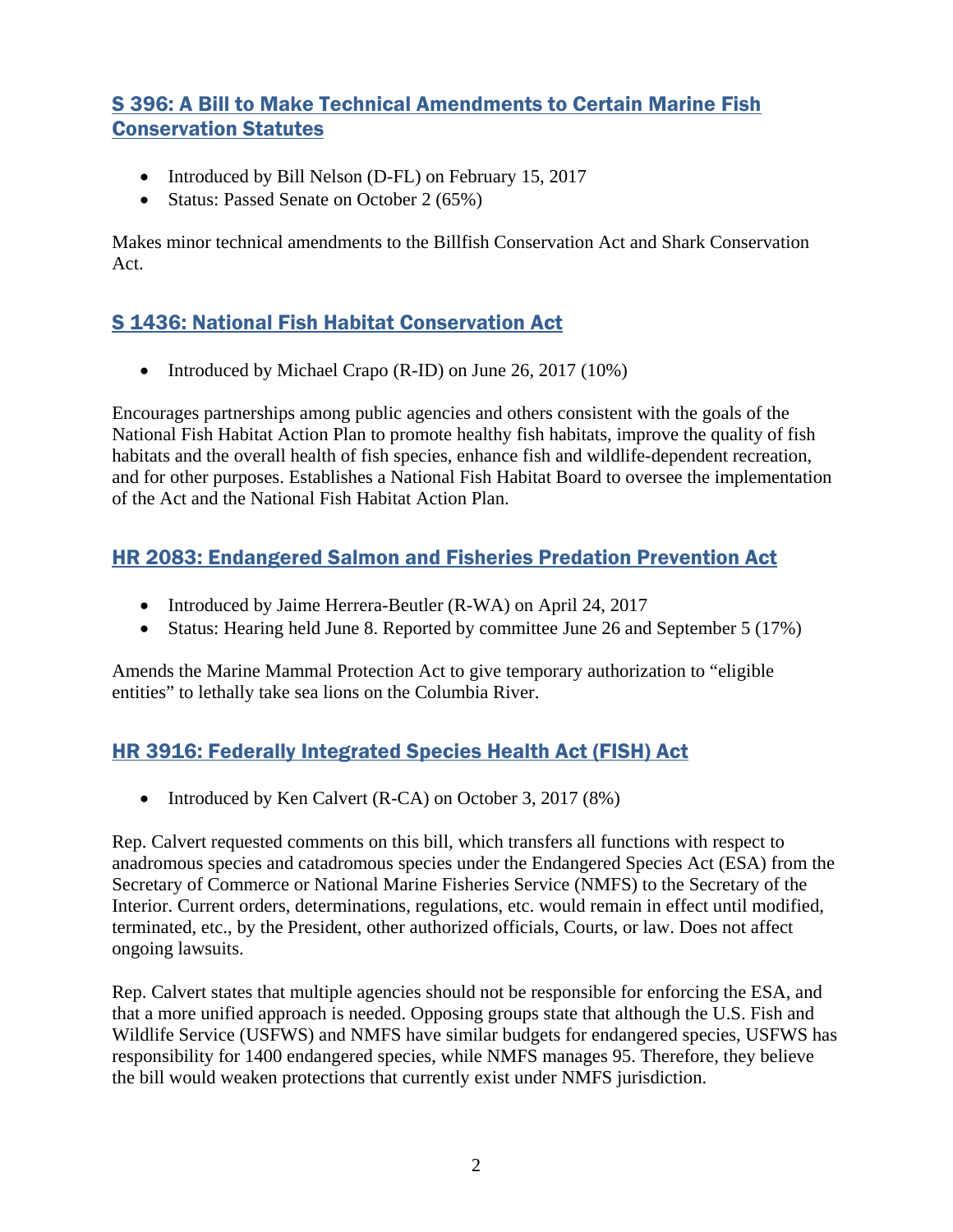## S 396: A Bill to Make Technical Amendments to Certain Marine Fish Conservation Statutes

- Introduced by Bill Nelson (D-FL) on February 15, 2017
- Status: Passed Senate on October 2 (65%)

Makes minor technical amendments to the Billfish Conservation Act and Shark Conservation Act.

## S 1436: National Fish Habitat Conservation Act

- Introduced by Michael Crapo (R-ID) on June 26, 2017 (10%)

Encourages partnerships among public agencies and others consistent with the goals of the National Fish Habitat Action Plan to promote healthy fish habitats, improve the quality of fish habitats and the overall health of fish species, enhance fish and wildlife-dependent recreation, and for other purposes. Establishes a National Fish Habitat Board to oversee the implementation of the Act and the National Fish Habitat Action Plan.

## HR 2083: Endangered Salmon and Fisheries Predation Prevention Act

- Introduced by Jaime Herrera-Beutler (R-WA) on April 24, 2017
- Status: Hearing held June 8. Reported by committee June 26 and September 5 (17%)

Amends the Marine Mammal Protection Act to give temporary authorization to "eligible entities" to lethally take sea lions on the Columbia River.

## HR 3916: Federally Integrated Species Health Act (FISH) Act

- Introduced by Ken Calvert (R-CA) on October 3, 2017 (8%)

Rep. Calvert requested comments on this bill, which transfers all functions with respect to anadromous species and catadromous species under the Endangered Species Act (ESA) from the Secretary of Commerce or National Marine Fisheries Service (NMFS) to the Secretary of the Interior. Current orders, determinations, regulations, etc. would remain in effect until modified, terminated, etc., by the President, other authorized officials, Courts, or law. Does not affect ongoing lawsuits.

Rep. Calvert states that multiple agencies should not be responsible for enforcing the ESA, and that a more unified approach is needed. Opposing groups state that although the U.S. Fish and Wildlife Service (USFWS) and NMFS have similar budgets for endangered species, USFWS has responsibility for 1400 endangered species, while NMFS manages 95. Therefore, they believe the bill would weaken protections that currently exist under NMFS jurisdiction.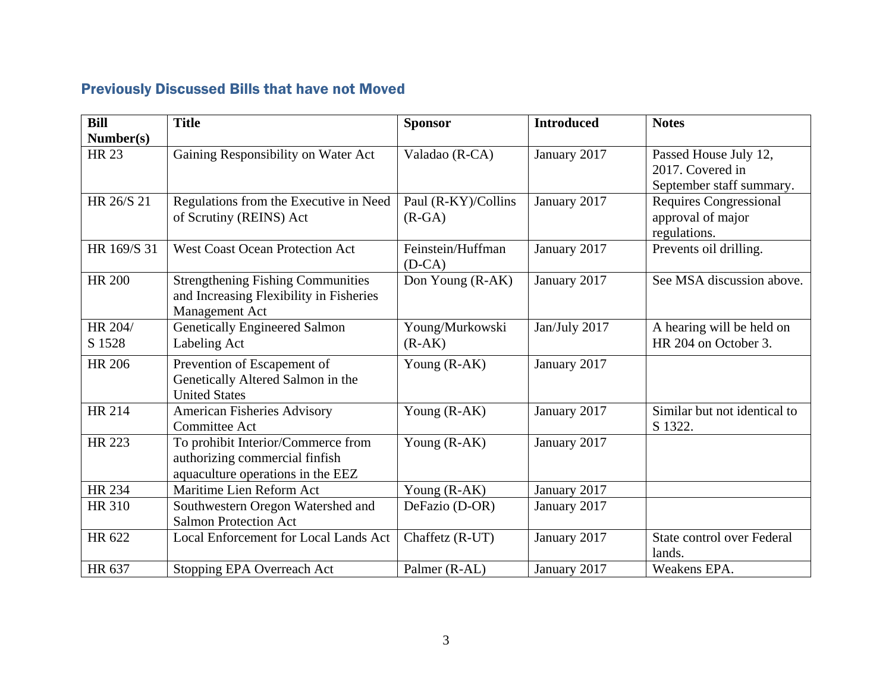## Previously Discussed Bills that have not Moved

| Bill Number(s) | Title | Sponsor | Introduced | Notes |
|---|---|---|---|---|
| HR 23 | Gaining Responsibility on Water Act | Valadao (R-CA) | January 2017 | Passed House July 12, 2017. Covered in September staff summary. |
| HR 26/S 21 | Regulations from the Executive in Need of Scrutiny (REINS) Act | Paul (R-KY)/Collins (R-GA) | January 2017 | Requires Congressional approval of major regulations. |
| HR 169/S 31 | West Coast Ocean Protection Act | Feinstein/Huffman (D-CA) | January 2017 | Prevents oil drilling. |
| HR 200 | Strengthening Fishing Communities and Increasing Flexibility in Fisheries Management Act | Don Young (R-AK) | January 2017 | See MSA discussion above. |
| HR 204/ S 1528 | Genetically Engineered Salmon Labeling Act | Young/Murkowski (R-AK) | Jan/July 2017 | A hearing will be held on HR 204 on October 3. |
| HR 206 | Prevention of Escapement of Genetically Altered Salmon in the United States | Young (R-AK) | January 2017 | |
| HR 214 | American Fisheries Advisory Committee Act | Young (R-AK) | January 2017 | Similar but not identical to S 1322. |
| HR 223 | To prohibit Interior/Commerce from authorizing commercial finfish aquaculture operations in the EEZ | Young (R-AK) | January 2017 | |
| HR 234 | Maritime Lien Reform Act | Young (R-AK) | January 2017 | |
| HR 310 | Southwestern Oregon Watershed and Salmon Protection Act | DeFazio (D-OR) | January 2017 | |
| HR 622 | Local Enforcement for Local Lands Act | Chaffetz (R-UT) | January 2017 | State control over Federal lands. |
| HR 637 | Stopping EPA Overreach Act | Palmer (R-AL) | January 2017 | Weakens EPA. |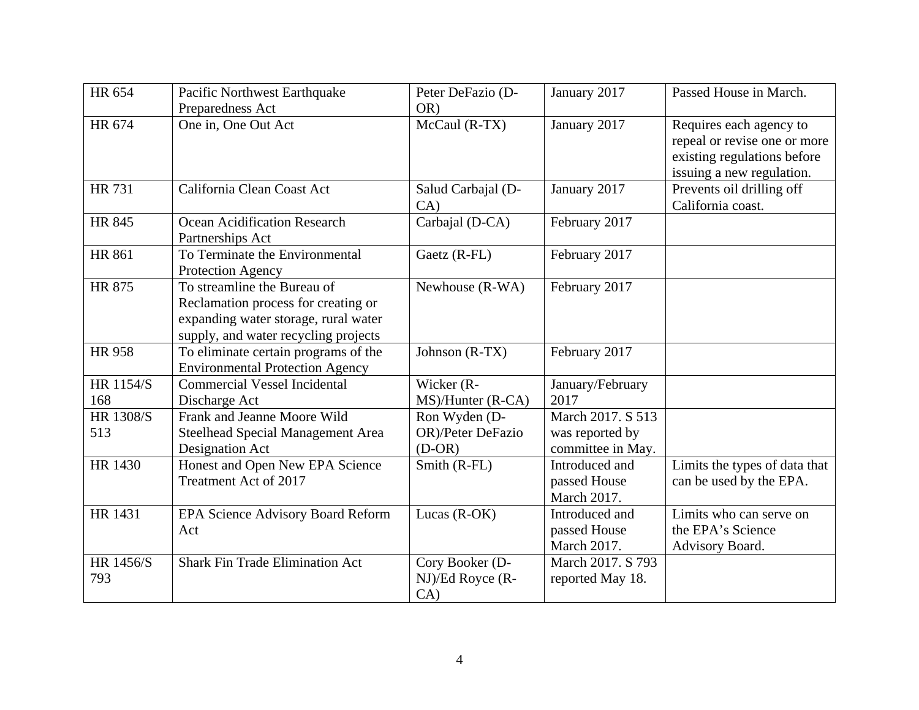| HR 654 | Pacific Northwest Earthquake Preparedness Act | Peter DeFazio (D-OR) | January 2017 | Passed House in March. |
|---|---|---|---|---|
| HR 674 | One in, One Out Act | McCaul (R-TX) | January 2017 | Requires each agency to repeal or revise one or more existing regulations before issuing a new regulation. |
| HR 731 | California Clean Coast Act | Salud Carbajal (D-CA) | January 2017 | Prevents oil drilling off California coast. |
| HR 845 | Ocean Acidification Research Partnerships Act | Carbajal (D-CA) | February 2017 | |
| HR 861 | To Terminate the Environmental Protection Agency | Gaetz (R-FL) | February 2017 | |
| HR 875 | To streamline the Bureau of Reclamation process for creating or expanding water storage, rural water supply, and water recycling projects | Newhouse (R-WA) | February 2017 | |
| HR 958 | To eliminate certain programs of the Environmental Protection Agency | Johnson (R-TX) | February 2017 | |
| HR 1154/S 168 | Commercial Vessel Incidental Discharge Act | Wicker (R-MS)/Hunter (R-CA) | January/February 2017 | |
| HR 1308/S 513 | Frank and Jeanne Moore Wild Steelhead Special Management Area Designation Act | Ron Wyden (D-OR)/Peter DeFazio (D-OR) | March 2017. S 513 was reported by committee in May. | |
| HR 1430 | Honest and Open New EPA Science Treatment Act of 2017 | Smith (R-FL) | Introduced and passed House March 2017. | Limits the types of data that can be used by the EPA. |
| HR 1431 | EPA Science Advisory Board Reform Act | Lucas (R-OK) | Introduced and passed House March 2017. | Limits who can serve on the EPA's Science Advisory Board. |
| HR 1456/S 793 | Shark Fin Trade Elimination Act | Cory Booker (D-NJ)/Ed Royce (R-CA) | March 2017. S 793 reported May 18. | |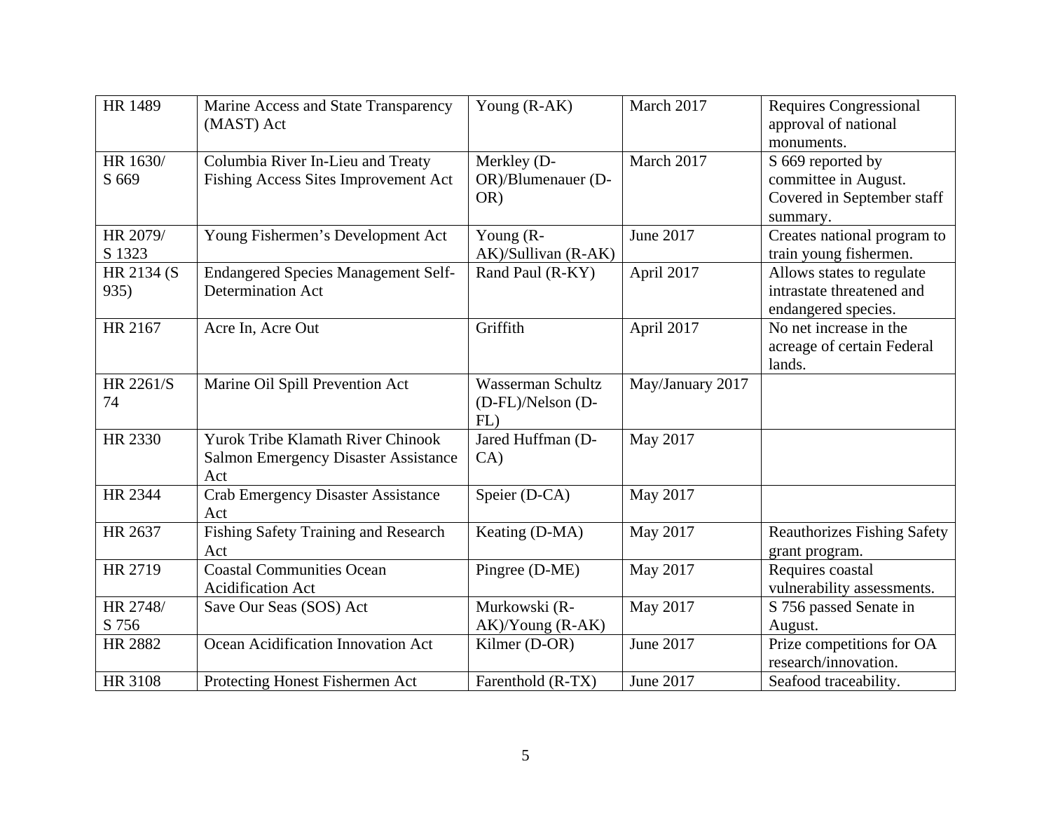| HR 1489 | Marine Access and State Transparency (MAST) Act | Young (R-AK) | March 2017 | Requires Congressional approval of national monuments. |
|---|---|---|---|---|
| HR 1630/ S 669 | Columbia River In-Lieu and Treaty Fishing Access Sites Improvement Act | Merkley (D-OR)/Blumenauer (D-OR) | March 2017 | S 669 reported by committee in August. Covered in September staff summary. |
| HR 2079/ S 1323 | Young Fishermen's Development Act | Young (R-AK)/Sullivan (R-AK) | June 2017 | Creates national program to train young fishermen. |
| HR 2134 (S 935) | Endangered Species Management Self-Determination Act | Rand Paul (R-KY) | April 2017 | Allows states to regulate intrastate threatened and endangered species. |
| HR 2167 | Acre In, Acre Out | Griffith | April 2017 | No net increase in the acreage of certain Federal lands. |
| HR 2261/S 74 | Marine Oil Spill Prevention Act | Wasserman Schultz (D-FL)/Nelson (D-FL) | May/January 2017 | |
| HR 2330 | Yurok Tribe Klamath River Chinook Salmon Emergency Disaster Assistance Act | Jared Huffman (D-CA) | May 2017 | |
| HR 2344 | Crab Emergency Disaster Assistance Act | Speier (D-CA) | May 2017 | |
| HR 2637 | Fishing Safety Training and Research Act | Keating (D-MA) | May 2017 | Reauthorizes Fishing Safety grant program. |
| HR 2719 | Coastal Communities Ocean Acidification Act | Pingree (D-ME) | May 2017 | Requires coastal vulnerability assessments. |
| HR 2748/ S 756 | Save Our Seas (SOS) Act | Murkowski (R-AK)/Young (R-AK) | May 2017 | S 756 passed Senate in August. |
| HR 2882 | Ocean Acidification Innovation Act | Kilmer (D-OR) | June 2017 | Prize competitions for OA research/innovation. |
| HR 3108 | Protecting Honest Fishermen Act | Farenthold (R-TX) | June 2017 | Seafood traceability. |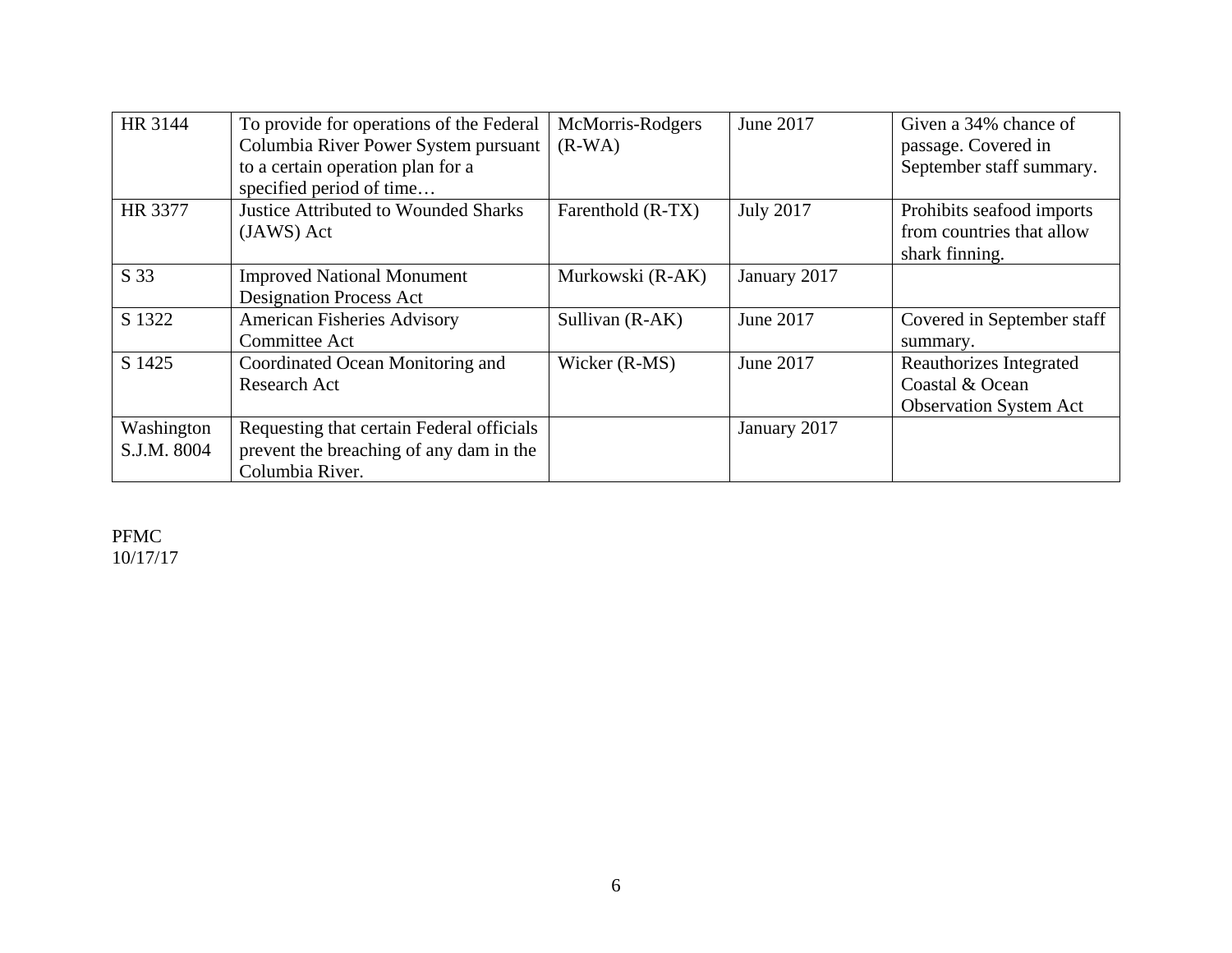| | | | | |
|---|---|---|---|---|
| HR 3144 | To provide for operations of the Federal Columbia River Power System pursuant to a certain operation plan for a specified period of time… | McMorris-Rodgers (R-WA) | June 2017 | Given a 34% chance of passage. Covered in September staff summary. |
| HR 3377 | Justice Attributed to Wounded Sharks (JAWS) Act | Farenthold (R-TX) | July 2017 | Prohibits seafood imports from countries that allow shark finning. |
| S 33 | Improved National Monument Designation Process Act | Murkowski (R-AK) | January 2017 | |
| S 1322 | American Fisheries Advisory Committee Act | Sullivan (R-AK) | June 2017 | Covered in September staff summary. |
| S 1425 | Coordinated Ocean Monitoring and Research Act | Wicker (R-MS) | June 2017 | Reauthorizes Integrated Coastal & Ocean Observation System Act |
| Washington S.J.M. 8004 | Requesting that certain Federal officials prevent the breaching of any dam in the Columbia River. | | January 2017 | |

PFMC
10/17/17